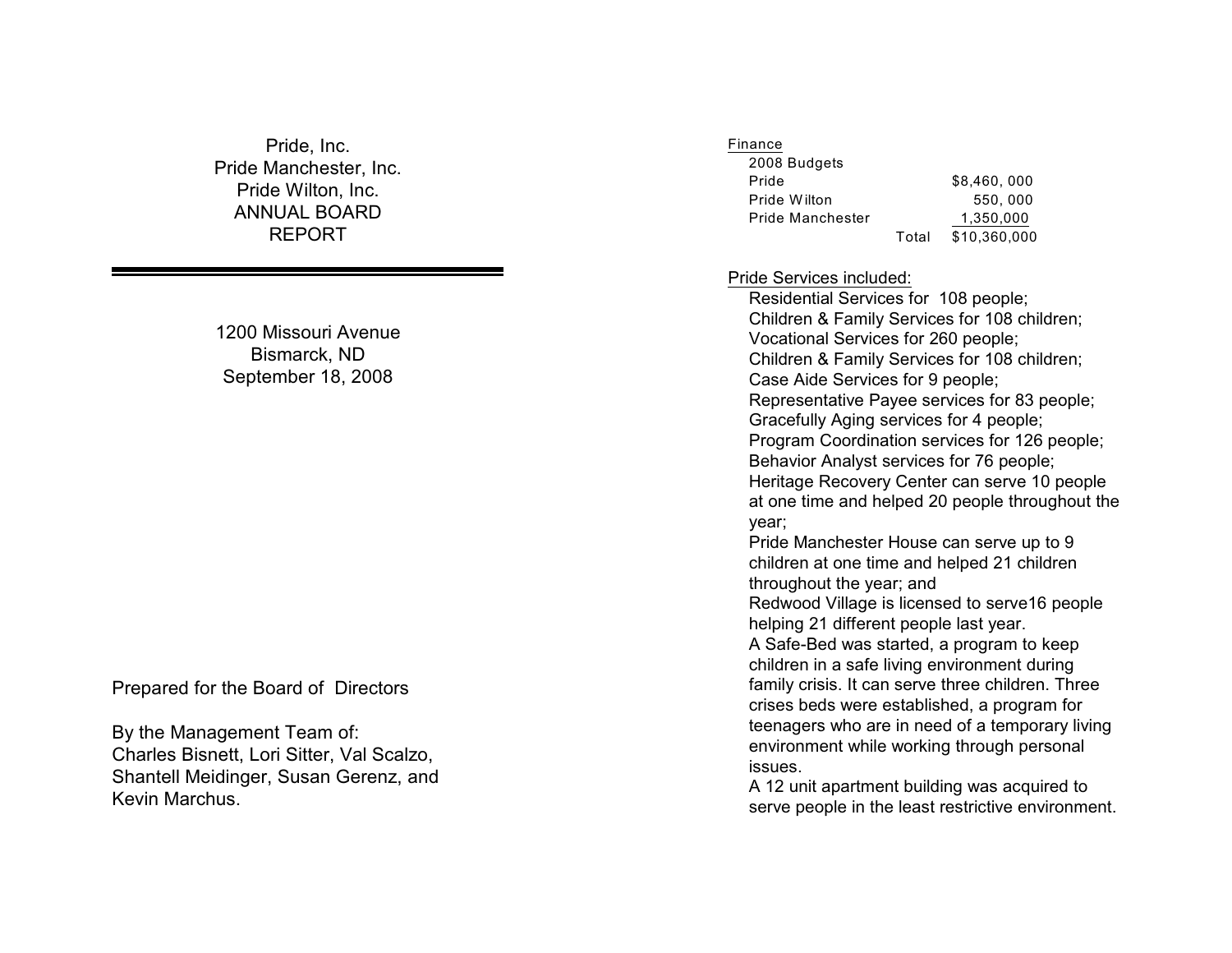# Pride, Inc.
# Pride Manchester, Inc.
# Pride Wilton, Inc.
# ANNUAL BOARD REPORT

---

1200 Missouri Avenue
Bismarck, ND
September 18, 2008

Prepared for the Board of Directors

By the Management Team of:
Charles Bisnett, Lori Sitter, Val Scalzo, Shantell Meidinger, Susan Gerenz, and Kevin Marchus.

<u>Finance</u>

2008 Budgets

| | | |
|---|---|---|
| Pride | | $8,460, 000 |
| Pride Wilton | | 550, 000 |
| Pride Manchester | | 1,350,000 |
| | Total | $10,360,000 |

<u>Pride Services included:</u>

Residential Services for 108 people;
Children & Family Services for 108 children;
Vocational Services for 260 people;
Children & Family Services for 108 children;
Case Aide Services for 9 people;
Representative Payee services for 83 people;
Gracefully Aging services for 4 people;
Program Coordination services for 126 people;
Behavior Analyst services for 76 people;
Heritage Recovery Center can serve 10 people at one time and helped 20 people throughout the year;
Pride Manchester House can serve up to 9 children at one time and helped 21 children throughout the year; and
Redwood Village is licensed to serve16 people helping 21 different people last year.
A Safe-Bed was started, a program to keep children in a safe living environment during family crisis. It can serve three children. Three crises beds were established, a program for teenagers who are in need of a temporary living environment while working through personal issues.
A 12 unit apartment building was acquired to serve people in the least restrictive environment.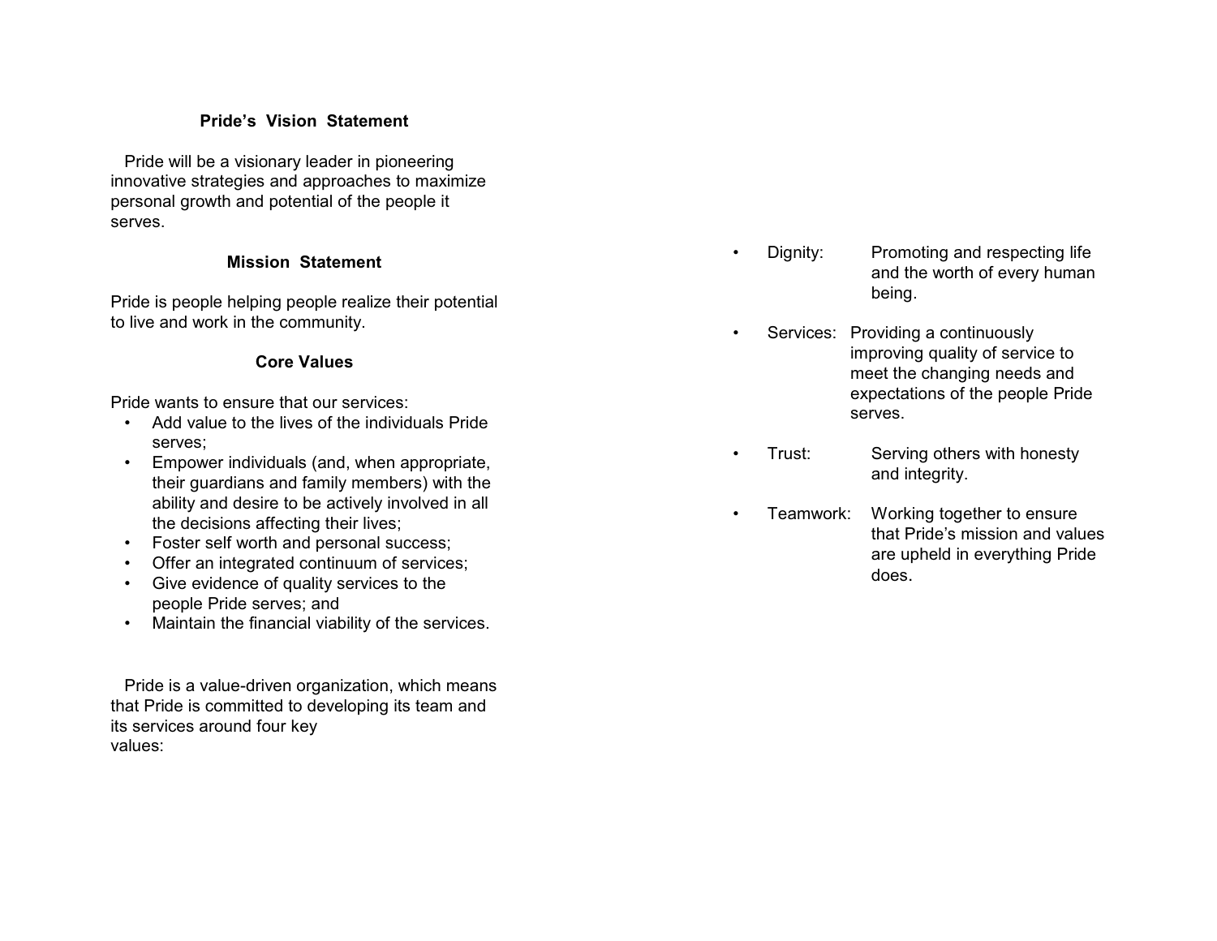## Pride's Vision Statement

Pride will be a visionary leader in pioneering innovative strategies and approaches to maximize personal growth and potential of the people it serves.

## Mission Statement

Pride is people helping people realize their potential to live and work in the community.

## Core Values

Pride wants to ensure that our services:

- Add value to the lives of the individuals Pride serves;
- Empower individuals (and, when appropriate, their guardians and family members) with the ability and desire to be actively involved in all the decisions affecting their lives;
- Foster self worth and personal success;
- Offer an integrated continuum of services;
- Give evidence of quality services to the people Pride serves; and
- Maintain the financial viability of the services.

Pride is a value-driven organization, which means that Pride is committed to developing its team and its services around four key values:

- Dignity: Promoting and respecting life and the worth of every human being.
- Services: Providing a continuously improving quality of service to meet the changing needs and expectations of the people Pride serves.
- Trust: Serving others with honesty and integrity.
- Teamwork: Working together to ensure that Pride's mission and values are upheld in everything Pride does.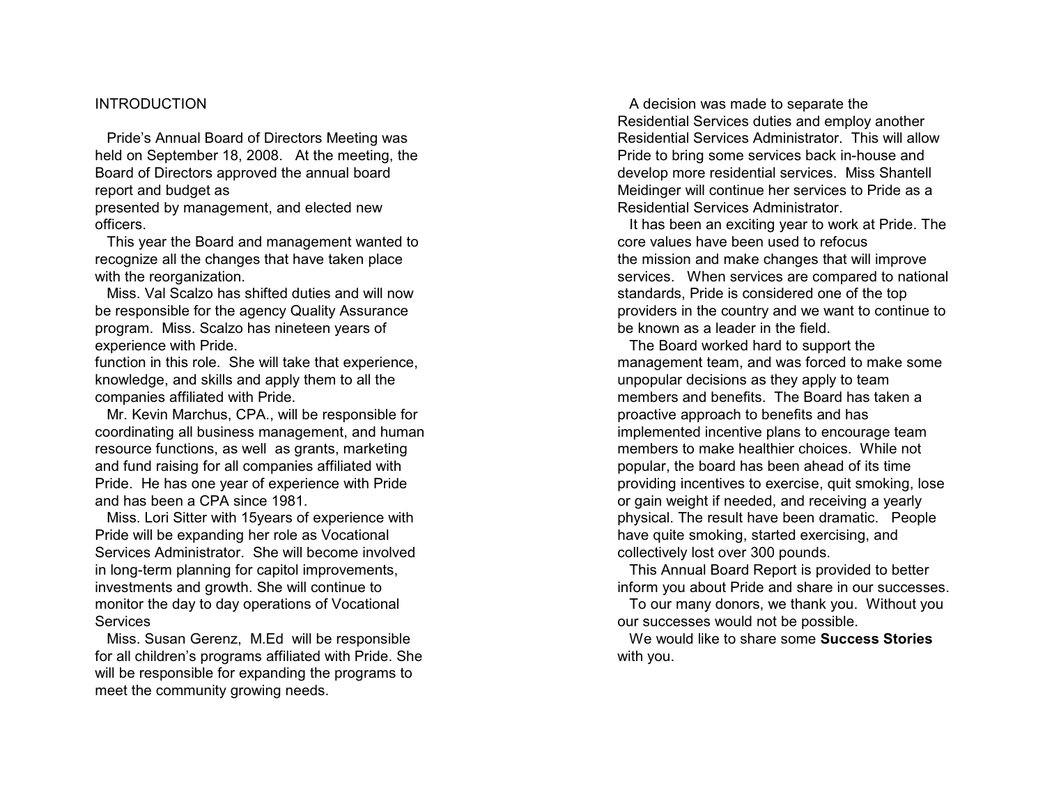# INTRODUCTION

Pride's Annual Board of Directors Meeting was held on September 18, 2008. At the meeting, the Board of Directors approved the annual board report and budget as presented by management, and elected new officers.

This year the Board and management wanted to recognize all the changes that have taken place with the reorganization.

Miss. Val Scalzo has shifted duties and will now be responsible for the agency Quality Assurance program. Miss. Scalzo has nineteen years of experience with Pride.
function in this role. She will take that experience, knowledge, and skills and apply them to all the companies affiliated with Pride.

Mr. Kevin Marchus, CPA., will be responsible for coordinating all business management, and human resource functions, as well as grants, marketing and fund raising for all companies affiliated with Pride. He has one year of experience with Pride and has been a CPA since 1981.

Miss. Lori Sitter with 15years of experience with Pride will be expanding her role as Vocational Services Administrator. She will become involved in long-term planning for capitol improvements, investments and growth. She will continue to monitor the day to day operations of Vocational Services

Miss. Susan Gerenz, M.Ed will be responsible for all children's programs affiliated with Pride. She will be responsible for expanding the programs to meet the community growing needs.

A decision was made to separate the Residential Services duties and employ another Residential Services Administrator. This will allow Pride to bring some services back in-house and develop more residential services. Miss Shantell Meidinger will continue her services to Pride as a Residential Services Administrator.

It has been an exciting year to work at Pride. The core values have been used to refocus the mission and make changes that will improve services. When services are compared to national standards, Pride is considered one of the top providers in the country and we want to continue to be known as a leader in the field.

The Board worked hard to support the management team, and was forced to make some unpopular decisions as they apply to team members and benefits. The Board has taken a proactive approach to benefits and has implemented incentive plans to encourage team members to make healthier choices. While not popular, the board has been ahead of its time providing incentives to exercise, quit smoking, lose or gain weight if needed, and receiving a yearly physical. The result have been dramatic. People have quite smoking, started exercising, and collectively lost over 300 pounds.

This Annual Board Report is provided to better inform you about Pride and share in our successes.

To our many donors, we thank you. Without you our successes would not be possible.

We would like to share some **Success Stories** with you.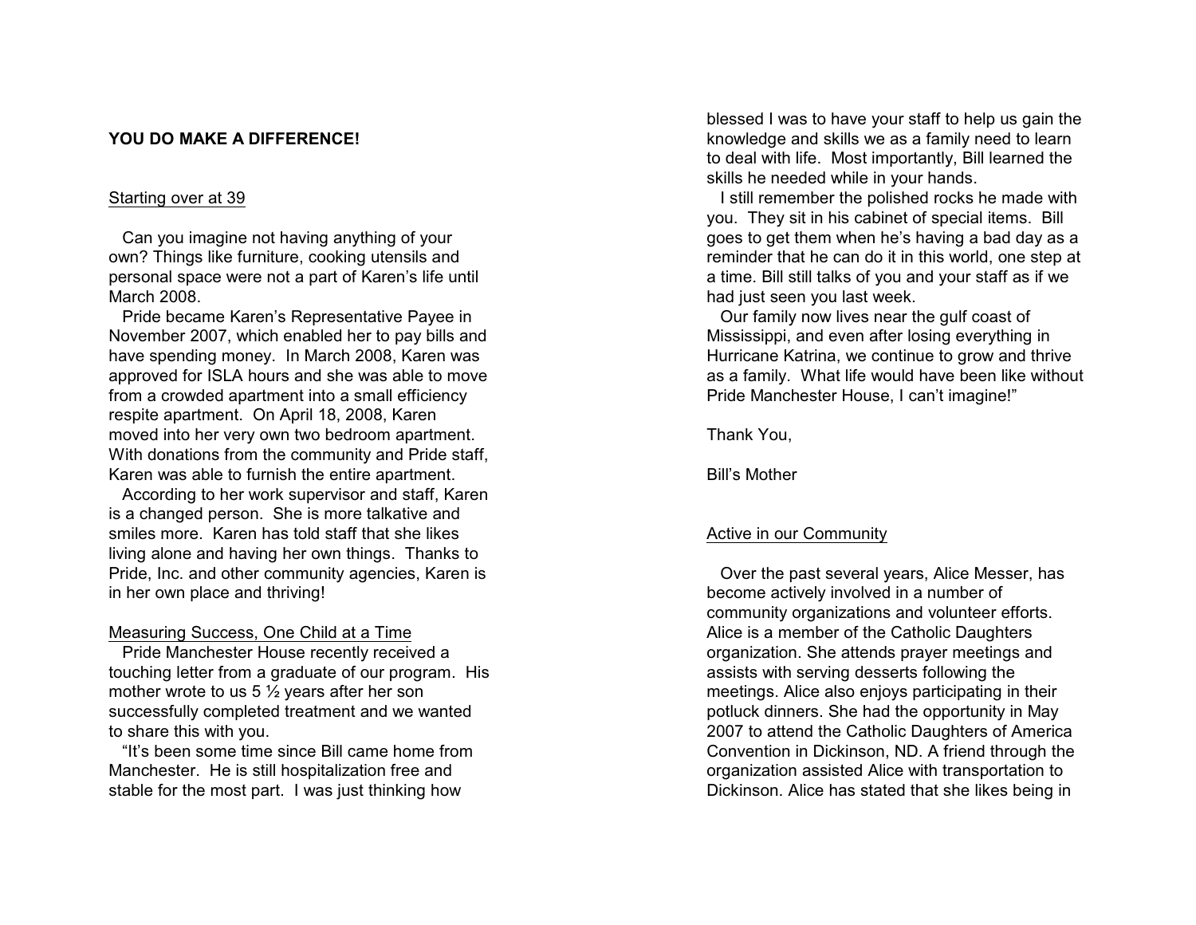**YOU DO MAKE A DIFFERENCE!**

Starting over at 39

Can you imagine not having anything of your own? Things like furniture, cooking utensils and personal space were not a part of Karen's life until March 2008.

Pride became Karen's Representative Payee in November 2007, which enabled her to pay bills and have spending money. In March 2008, Karen was approved for ISLA hours and she was able to move from a crowded apartment into a small efficiency respite apartment. On April 18, 2008, Karen moved into her very own two bedroom apartment. With donations from the community and Pride staff, Karen was able to furnish the entire apartment.

According to her work supervisor and staff, Karen is a changed person. She is more talkative and smiles more. Karen has told staff that she likes living alone and having her own things. Thanks to Pride, Inc. and other community agencies, Karen is in her own place and thriving!

Measuring Success, One Child at a Time

Pride Manchester House recently received a touching letter from a graduate of our program. His mother wrote to us 5 ½ years after her son successfully completed treatment and we wanted to share this with you.

"It's been some time since Bill came home from Manchester. He is still hospitalization free and stable for the most part. I was just thinking how blessed I was to have your staff to help us gain the knowledge and skills we as a family need to learn to deal with life. Most importantly, Bill learned the skills he needed while in your hands.

I still remember the polished rocks he made with you. They sit in his cabinet of special items. Bill goes to get them when he's having a bad day as a reminder that he can do it in this world, one step at a time. Bill still talks of you and your staff as if we had just seen you last week.

Our family now lives near the gulf coast of Mississippi, and even after losing everything in Hurricane Katrina, we continue to grow and thrive as a family. What life would have been like without Pride Manchester House, I can't imagine!"

Thank You,

Bill's Mother

Active in our Community

Over the past several years, Alice Messer, has become actively involved in a number of community organizations and volunteer efforts. Alice is a member of the Catholic Daughters organization. She attends prayer meetings and assists with serving desserts following the meetings. Alice also enjoys participating in their potluck dinners. She had the opportunity in May 2007 to attend the Catholic Daughters of America Convention in Dickinson, ND. A friend through the organization assisted Alice with transportation to Dickinson. Alice has stated that she likes being in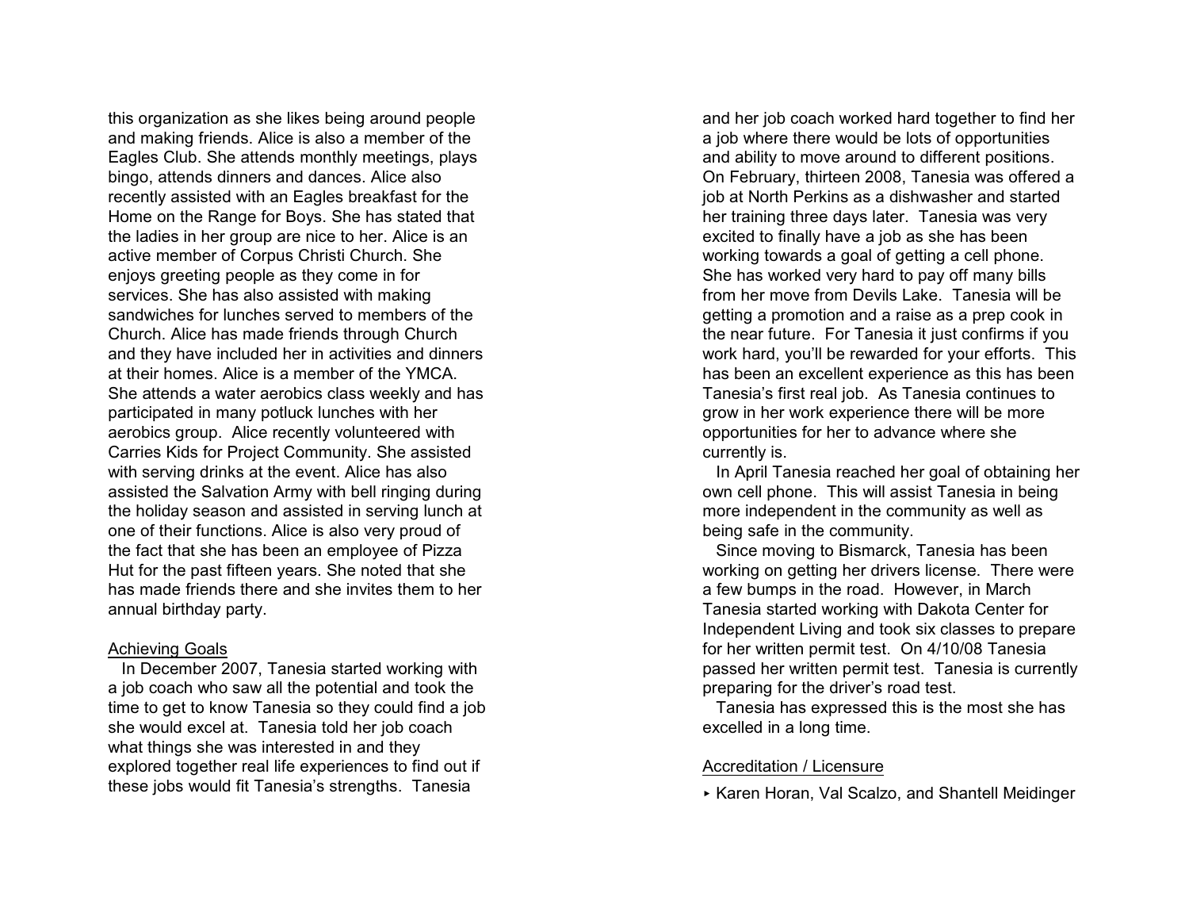this organization as she likes being around people and making friends. Alice is also a member of the Eagles Club. She attends monthly meetings, plays bingo, attends dinners and dances. Alice also recently assisted with an Eagles breakfast for the Home on the Range for Boys. She has stated that the ladies in her group are nice to her. Alice is an active member of Corpus Christi Church. She enjoys greeting people as they come in for services. She has also assisted with making sandwiches for lunches served to members of the Church. Alice has made friends through Church and they have included her in activities and dinners at their homes. Alice is a member of the YMCA. She attends a water aerobics class weekly and has participated in many potluck lunches with her aerobics group. Alice recently volunteered with Carries Kids for Project Community. She assisted with serving drinks at the event. Alice has also assisted the Salvation Army with bell ringing during the holiday season and assisted in serving lunch at one of their functions. Alice is also very proud of the fact that she has been an employee of Pizza Hut for the past fifteen years. She noted that she has made friends there and she invites them to her annual birthday party.

## Achieving Goals

In December 2007, Tanesia started working with a job coach who saw all the potential and took the time to get to know Tanesia so they could find a job she would excel at. Tanesia told her job coach what things she was interested in and they explored together real life experiences to find out if these jobs would fit Tanesia's strengths. Tanesia and her job coach worked hard together to find her a job where there would be lots of opportunities and ability to move around to different positions. On February, thirteen 2008, Tanesia was offered a job at North Perkins as a dishwasher and started her training three days later. Tanesia was very excited to finally have a job as she has been working towards a goal of getting a cell phone. She has worked very hard to pay off many bills from her move from Devils Lake. Tanesia will be getting a promotion and a raise as a prep cook in the near future. For Tanesia it just confirms if you work hard, you'll be rewarded for your efforts. This has been an excellent experience as this has been Tanesia's first real job. As Tanesia continues to grow in her work experience there will be more opportunities for her to advance where she currently is.

In April Tanesia reached her goal of obtaining her own cell phone. This will assist Tanesia in being more independent in the community as well as being safe in the community.

Since moving to Bismarck, Tanesia has been working on getting her drivers license. There were a few bumps in the road. However, in March Tanesia started working with Dakota Center for Independent Living and took six classes to prepare for her written permit test. On 4/10/08 Tanesia passed her written permit test. Tanesia is currently preparing for the driver's road test.

Tanesia has expressed this is the most she has excelled in a long time.

## Accreditation / Licensure

- Karen Horan, Val Scalzo, and Shantell Meidinger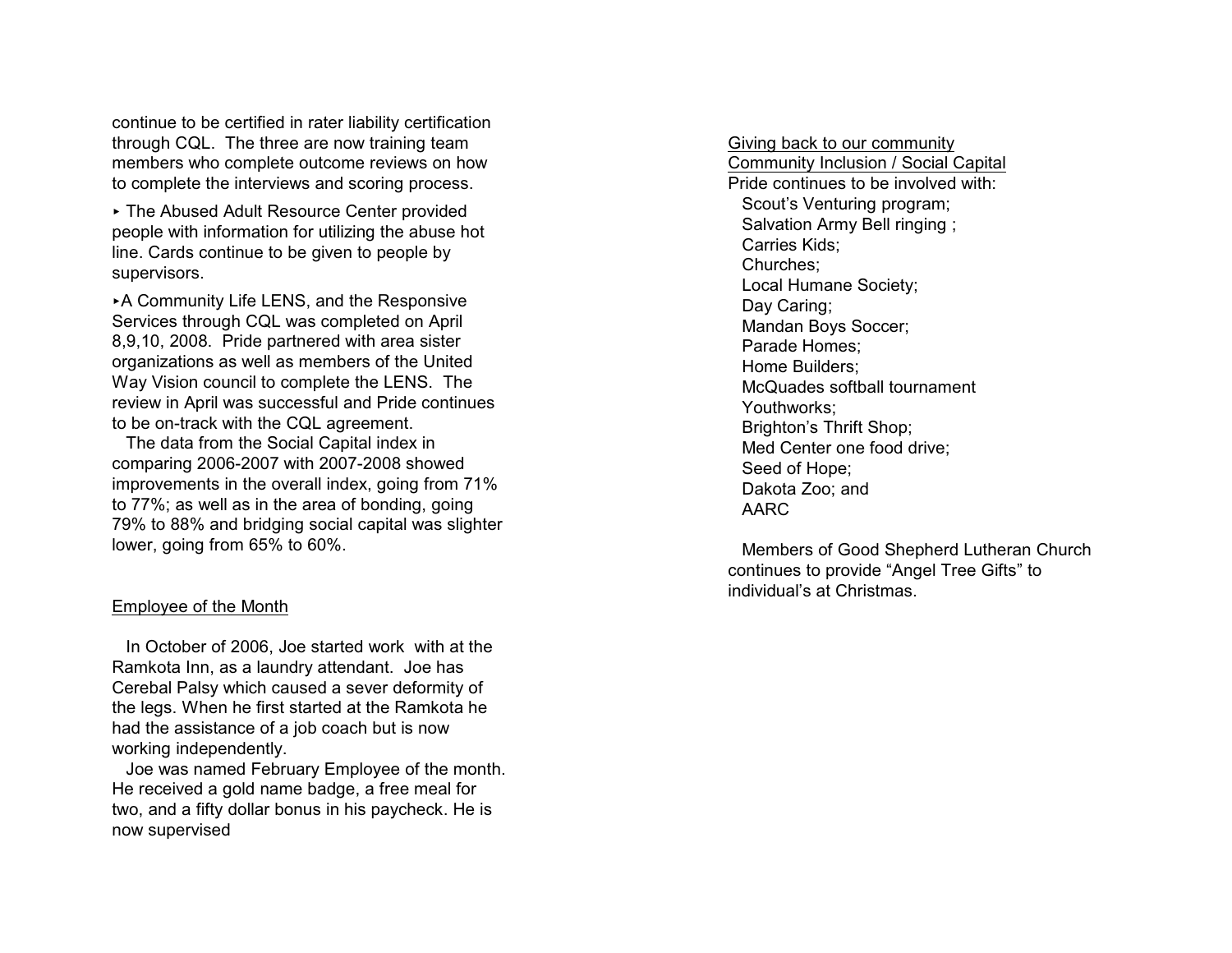continue to be certified in rater liability certification through CQL. The three are now training team members who complete outcome reviews on how to complete the interviews and scoring process.

‣ The Abused Adult Resource Center provided people with information for utilizing the abuse hot line. Cards continue to be given to people by supervisors.

‣A Community Life LENS, and the Responsive Services through CQL was completed on April 8,9,10, 2008. Pride partnered with area sister organizations as well as members of the United Way Vision council to complete the LENS. The review in April was successful and Pride continues to be on-track with the CQL agreement.

The data from the Social Capital index in comparing 2006-2007 with 2007-2008 showed improvements in the overall index, going from 71% to 77%; as well as in the area of bonding, going 79% to 88% and bridging social capital was slighter lower, going from 65% to 60%.

## Employee of the Month

In October of 2006, Joe started work with at the Ramkota Inn, as a laundry attendant. Joe has Cerebal Palsy which caused a sever deformity of the legs. When he first started at the Ramkota he had the assistance of a job coach but is now working independently.

Joe was named February Employee of the month. He received a gold name badge, a free meal for two, and a fifty dollar bonus in his paycheck. He is now supervised

## Giving back to our community

## Community Inclusion / Social Capital

Pride continues to be involved with:

- Scout's Venturing program;
- Salvation Army Bell ringing ;
- Carries Kids;
- Churches;
- Local Humane Society;
- Day Caring;
- Mandan Boys Soccer;
- Parade Homes;
- Home Builders;
- McQuades softball tournament
- Youthworks;
- Brighton's Thrift Shop;
- Med Center one food drive;
- Seed of Hope;
- Dakota Zoo; and
- AARC

Members of Good Shepherd Lutheran Church continues to provide "Angel Tree Gifts" to individual's at Christmas.